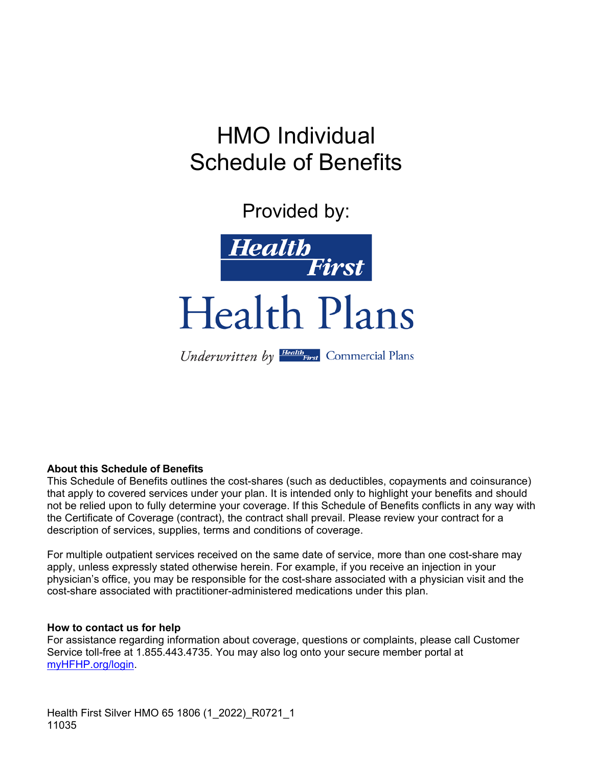# HMO Individual Schedule of Benefits

Provided by:

Health First

Health Plans

*Underwritten by* Health First Commercial Plans

**About this Schedule of Benefits**

This Schedule of Benefits outlines the cost-shares (such as deductibles, copayments and coinsurance) that apply to covered services under your plan. It is intended only to highlight your benefits and should not be relied upon to fully determine your coverage. If this Schedule of Benefits conflicts in any way with the Certificate of Coverage (contract), the contract shall prevail. Please review your contract for a description of services, supplies, terms and conditions of coverage.

For multiple outpatient services received on the same date of service, more than one cost-share may apply, unless expressly stated otherwise herein. For example, if you receive an injection in your physician's office, you may be responsible for the cost-share associated with a physician visit and the cost-share associated with practitioner-administered medications under this plan.

**How to contact us for help**

For assistance regarding information about coverage, questions or complaints, please call Customer Service toll-free at 1.855.443.4735. You may also log onto your secure member portal at myHFHP.org/login.

Health First Silver HMO 65 1806 (1_2022)_R0721_1
11035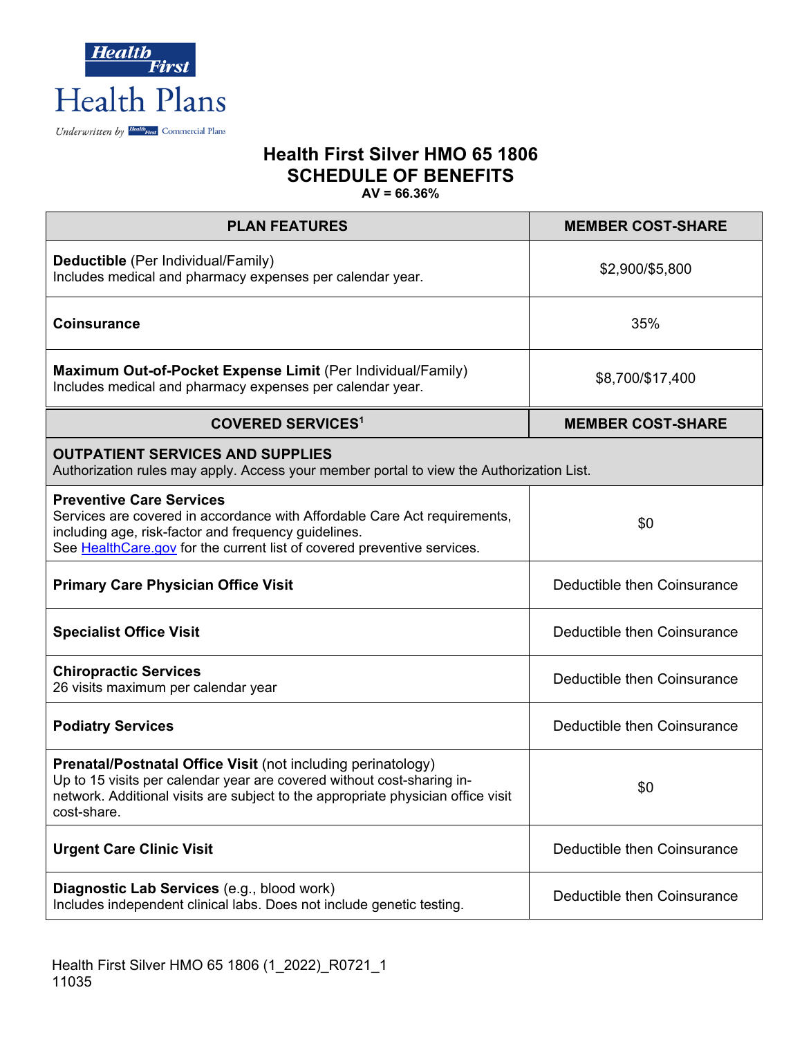Health First Health Plans

Underwritten by Health First Commercial Plans

# Health First Silver HMO 65 1806
## SCHEDULE OF BENEFITS
**AV = 66.36%**

| PLAN FEATURES | MEMBER COST-SHARE |
|---|---|
| **Deductible** (Per Individual/Family)<br>Includes medical and pharmacy expenses per calendar year. | $2,900/$5,800 |
| **Coinsurance** | 35% |
| **Maximum Out-of-Pocket Expense Limit** (Per Individual/Family)<br>Includes medical and pharmacy expenses per calendar year. | $8,700/$17,400 |

| COVERED SERVICES[1] | MEMBER COST-SHARE |
|---|---|
| **OUTPATIENT SERVICES AND SUPPLIES**<br>Authorization rules may apply. Access your member portal to view the Authorization List. | |
| **Preventive Care Services**<br>Services are covered in accordance with Affordable Care Act requirements, including age, risk-factor and frequency guidelines.<br>See HealthCare.gov for the current list of covered preventive services. | $0 |
| **Primary Care Physician Office Visit** | Deductible then Coinsurance |
| **Specialist Office Visit** | Deductible then Coinsurance |
| **Chiropractic Services**<br>26 visits maximum per calendar year | Deductible then Coinsurance |
| **Podiatry Services** | Deductible then Coinsurance |
| **Prenatal/Postnatal Office Visit** (not including perinatology)<br>Up to 15 visits per calendar year are covered without cost-sharing in-network. Additional visits are subject to the appropriate physician office visit cost-share. | $0 |
| **Urgent Care Clinic Visit** | Deductible then Coinsurance |
| **Diagnostic Lab Services** (e.g., blood work)<br>Includes independent clinical labs. Does not include genetic testing. | Deductible then Coinsurance |

Health First Silver HMO 65 1806 (1_2022)_R0721_1
11035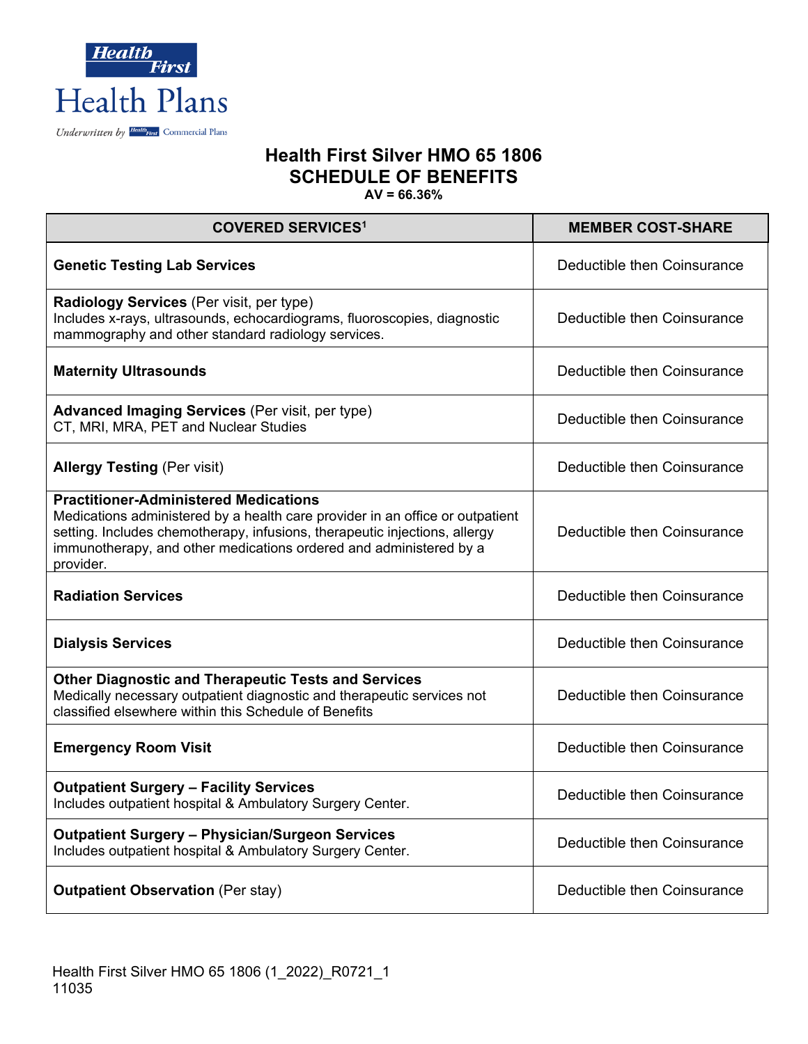Health First Health Plans

Underwritten by Health First Commercial Plans

# Health First Silver HMO 65 1806
## SCHEDULE OF BENEFITS
**AV = 66.36%**

| COVERED SERVICES[1] | MEMBER COST-SHARE |
|---|---|
| **Genetic Testing Lab Services** | Deductible then Coinsurance |
| **Radiology Services** (Per visit, per type)<br>Includes x-rays, ultrasounds, echocardiograms, fluoroscopies, diagnostic mammography and other standard radiology services. | Deductible then Coinsurance |
| **Maternity Ultrasounds** | Deductible then Coinsurance |
| **Advanced Imaging Services** (Per visit, per type)<br>CT, MRI, MRA, PET and Nuclear Studies | Deductible then Coinsurance |
| **Allergy Testing** (Per visit) | Deductible then Coinsurance |
| **Practitioner-Administered Medications**<br>Medications administered by a health care provider in an office or outpatient setting. Includes chemotherapy, infusions, therapeutic injections, allergy immunotherapy, and other medications ordered and administered by a provider. | Deductible then Coinsurance |
| **Radiation Services** | Deductible then Coinsurance |
| **Dialysis Services** | Deductible then Coinsurance |
| **Other Diagnostic and Therapeutic Tests and Services**<br>Medically necessary outpatient diagnostic and therapeutic services not classified elsewhere within this Schedule of Benefits | Deductible then Coinsurance |
| **Emergency Room Visit** | Deductible then Coinsurance |
| **Outpatient Surgery – Facility Services**<br>Includes outpatient hospital & Ambulatory Surgery Center. | Deductible then Coinsurance |
| **Outpatient Surgery – Physician/Surgeon Services**<br>Includes outpatient hospital & Ambulatory Surgery Center. | Deductible then Coinsurance |
| **Outpatient Observation** (Per stay) | Deductible then Coinsurance |

Health First Silver HMO 65 1806 (1_2022)_R0721_1
11035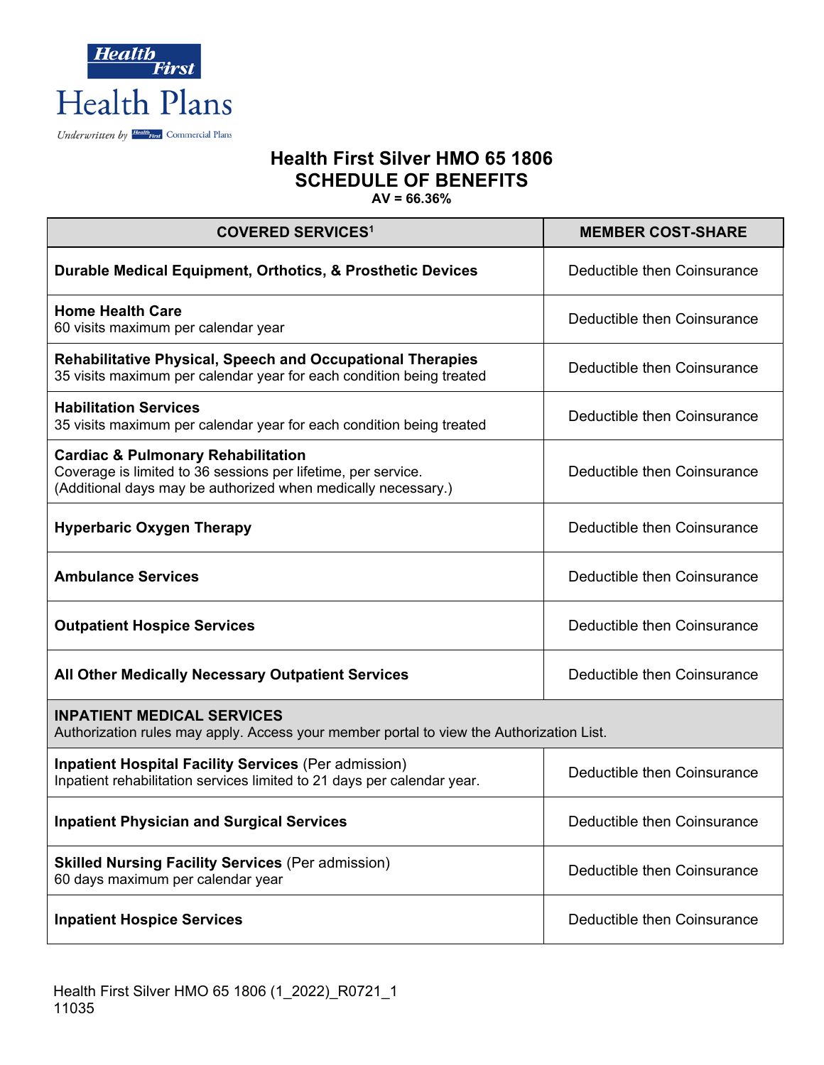Health First Health Plans

Underwritten by Health First Commercial Plans

# Health First Silver HMO 65 1806
## SCHEDULE OF BENEFITS
**AV = 66.36%**

| COVERED SERVICES[1] | MEMBER COST-SHARE |
|---|---|
| **Durable Medical Equipment, Orthotics, & Prosthetic Devices** | Deductible then Coinsurance |
| **Home Health Care**<br>60 visits maximum per calendar year | Deductible then Coinsurance |
| **Rehabilitative Physical, Speech and Occupational Therapies**<br>35 visits maximum per calendar year for each condition being treated | Deductible then Coinsurance |
| **Habilitation Services**<br>35 visits maximum per calendar year for each condition being treated | Deductible then Coinsurance |
| **Cardiac & Pulmonary Rehabilitation**<br>Coverage is limited to 36 sessions per lifetime, per service.<br>(Additional days may be authorized when medically necessary.) | Deductible then Coinsurance |
| **Hyperbaric Oxygen Therapy** | Deductible then Coinsurance |
| **Ambulance Services** | Deductible then Coinsurance |
| **Outpatient Hospice Services** | Deductible then Coinsurance |
| **All Other Medically Necessary Outpatient Services** | Deductible then Coinsurance |
| **INPATIENT MEDICAL SERVICES**<br>Authorization rules may apply. Access your member portal to view the Authorization List. | |
| **Inpatient Hospital Facility Services** (Per admission)<br>Inpatient rehabilitation services limited to 21 days per calendar year. | Deductible then Coinsurance |
| **Inpatient Physician and Surgical Services** | Deductible then Coinsurance |
| **Skilled Nursing Facility Services** (Per admission)<br>60 days maximum per calendar year | Deductible then Coinsurance |
| **Inpatient Hospice Services** | Deductible then Coinsurance |

Health First Silver HMO 65 1806 (1_2022)_R0721_1
11035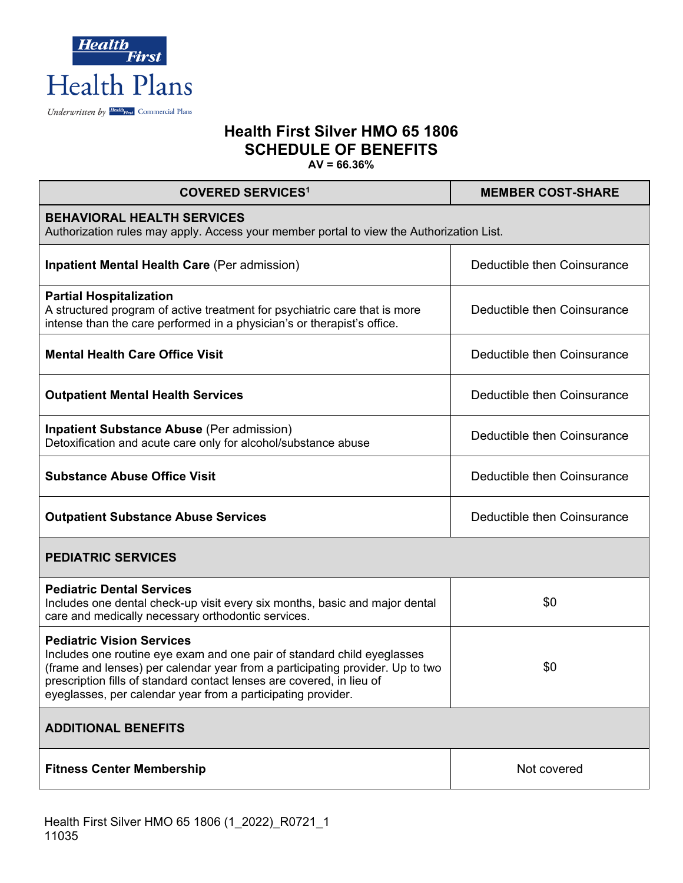Health First Health Plans

Underwritten by Health First Commercial Plans

# Health First Silver HMO 65 1806
# SCHEDULE OF BENEFITS
**AV = 66.36%**

| COVERED SERVICES[1] | MEMBER COST-SHARE |
|---|---|
| **BEHAVIORAL HEALTH SERVICES** Authorization rules may apply. Access your member portal to view the Authorization List. | |
| **Inpatient Mental Health Care** (Per admission) | Deductible then Coinsurance |
| **Partial Hospitalization** A structured program of active treatment for psychiatric care that is more intense than the care performed in a physician's or therapist's office. | Deductible then Coinsurance |
| **Mental Health Care Office Visit** | Deductible then Coinsurance |
| **Outpatient Mental Health Services** | Deductible then Coinsurance |
| **Inpatient Substance Abuse** (Per admission) Detoxification and acute care only for alcohol/substance abuse | Deductible then Coinsurance |
| **Substance Abuse Office Visit** | Deductible then Coinsurance |
| **Outpatient Substance Abuse Services** | Deductible then Coinsurance |
| **PEDIATRIC SERVICES** | |
| **Pediatric Dental Services** Includes one dental check-up visit every six months, basic and major dental care and medically necessary orthodontic services. | $0 |
| **Pediatric Vision Services** Includes one routine eye exam and one pair of standard child eyeglasses (frame and lenses) per calendar year from a participating provider. Up to two prescription fills of standard contact lenses are covered, in lieu of eyeglasses, per calendar year from a participating provider. | $0 |
| **ADDITIONAL BENEFITS** | |
| **Fitness Center Membership** | Not covered |

Health First Silver HMO 65 1806 (1_2022)_R0721_1
11035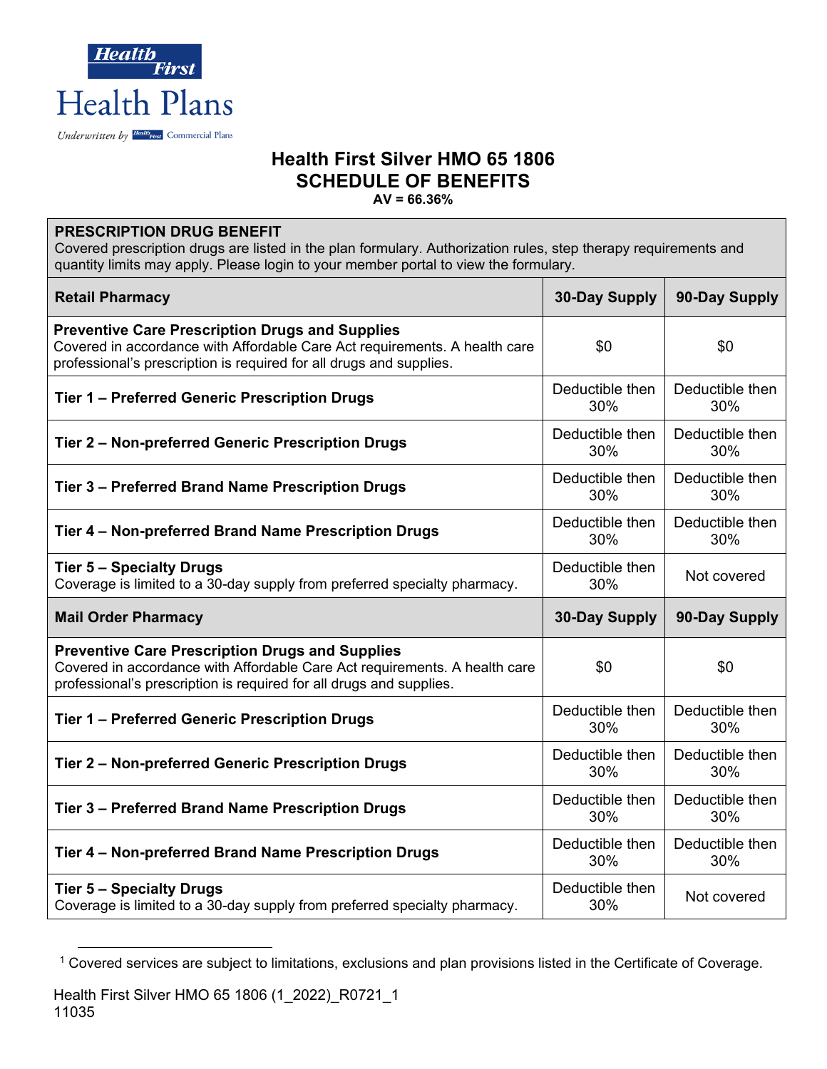Health First Health Plans

Underwritten by Health First Commercial Plans

# Health First Silver HMO 65 1806
## SCHEDULE OF BENEFITS
**AV = 66.36%**

| **PRESCRIPTION DRUG BENEFIT**<br>Covered prescription drugs are listed in the plan formulary. Authorization rules, step therapy requirements and quantity limits may apply. Please login to your member portal to view the formulary. | | |
|---|---|---|
| **Retail Pharmacy** | **30-Day Supply** | **90-Day Supply** |
| **Preventive Care Prescription Drugs and Supplies**<br>Covered in accordance with Affordable Care Act requirements. A health care professional's prescription is required for all drugs and supplies. | $0 | $0 |
| **Tier 1 – Preferred Generic Prescription Drugs** | Deductible then 30% | Deductible then 30% |
| **Tier 2 – Non-preferred Generic Prescription Drugs** | Deductible then 30% | Deductible then 30% |
| **Tier 3 – Preferred Brand Name Prescription Drugs** | Deductible then 30% | Deductible then 30% |
| **Tier 4 – Non-preferred Brand Name Prescription Drugs** | Deductible then 30% | Deductible then 30% |
| **Tier 5 – Specialty Drugs**<br>Coverage is limited to a 30-day supply from preferred specialty pharmacy. | Deductible then 30% | Not covered |
| **Mail Order Pharmacy** | **30-Day Supply** | **90-Day Supply** |
| **Preventive Care Prescription Drugs and Supplies**<br>Covered in accordance with Affordable Care Act requirements. A health care professional's prescription is required for all drugs and supplies. | $0 | $0 |
| **Tier 1 – Preferred Generic Prescription Drugs** | Deductible then 30% | Deductible then 30% |
| **Tier 2 – Non-preferred Generic Prescription Drugs** | Deductible then 30% | Deductible then 30% |
| **Tier 3 – Preferred Brand Name Prescription Drugs** | Deductible then 30% | Deductible then 30% |
| **Tier 4 – Non-preferred Brand Name Prescription Drugs** | Deductible then 30% | Deductible then 30% |
| **Tier 5 – Specialty Drugs**<br>Coverage is limited to a 30-day supply from preferred specialty pharmacy. | Deductible then 30% | Not covered |

[1] Covered services are subject to limitations, exclusions and plan provisions listed in the Certificate of Coverage.

Health First Silver HMO 65 1806 (1_2022)_R0721_1
11035